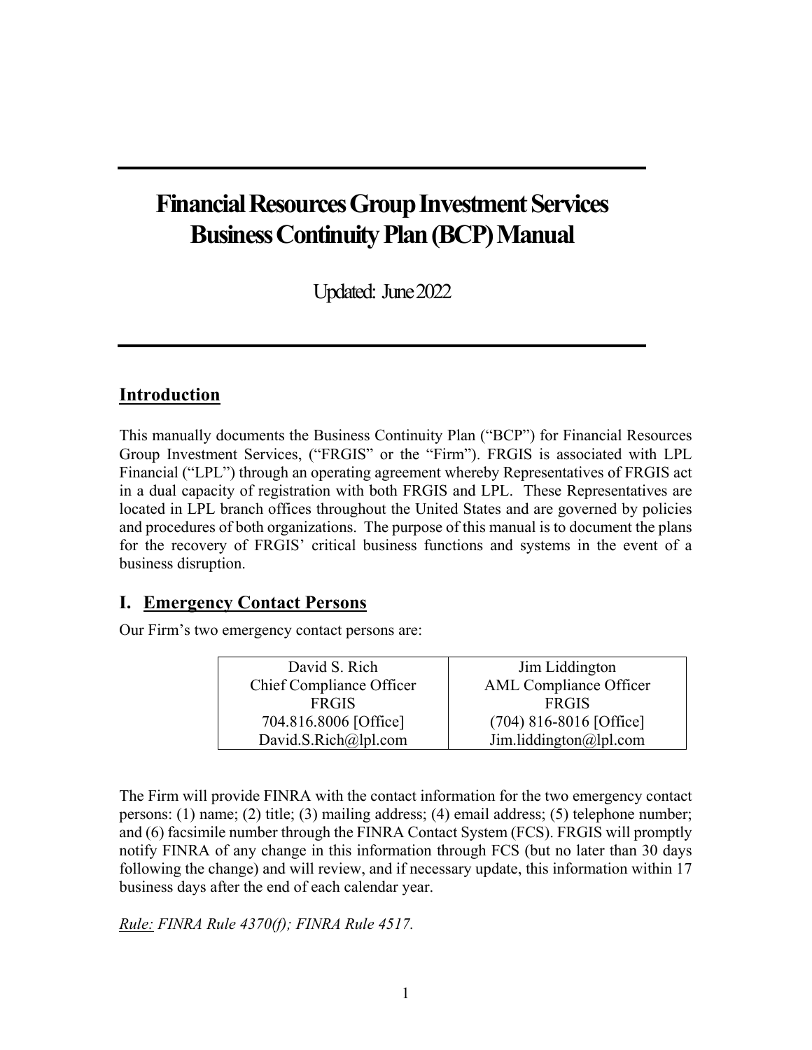# Financial Resources Group Investment Services
# Business Continuity Plan (BCP) Manual

Updated: June 2022

## Introduction

This manually documents the Business Continuity Plan ("BCP") for Financial Resources Group Investment Services, ("FRGIS" or the "Firm"). FRGIS is associated with LPL Financial ("LPL") through an operating agreement whereby Representatives of FRGIS act in a dual capacity of registration with both FRGIS and LPL. These Representatives are located in LPL branch offices throughout the United States and are governed by policies and procedures of both organizations. The purpose of this manual is to document the plans for the recovery of FRGIS' critical business functions and systems in the event of a business disruption.

## I. Emergency Contact Persons

Our Firm's two emergency contact persons are:

| David S. Rich | Jim Liddington |
|---|---|
| Chief Compliance Officer | AML Compliance Officer |
| FRGIS | FRGIS |
| 704.816.8006 [Office] | (704) 816-8016 [Office] |
| David.S.Rich@lpl.com | Jim.liddington@lpl.com |

The Firm will provide FINRA with the contact information for the two emergency contact persons: (1) name; (2) title; (3) mailing address; (4) email address; (5) telephone number; and (6) facsimile number through the FINRA Contact System (FCS). FRGIS will promptly notify FINRA of any change in this information through FCS (but no later than 30 days following the change) and will review, and if necessary update, this information within 17 business days after the end of each calendar year.

*Rule: FINRA Rule 4370(f); FINRA Rule 4517.*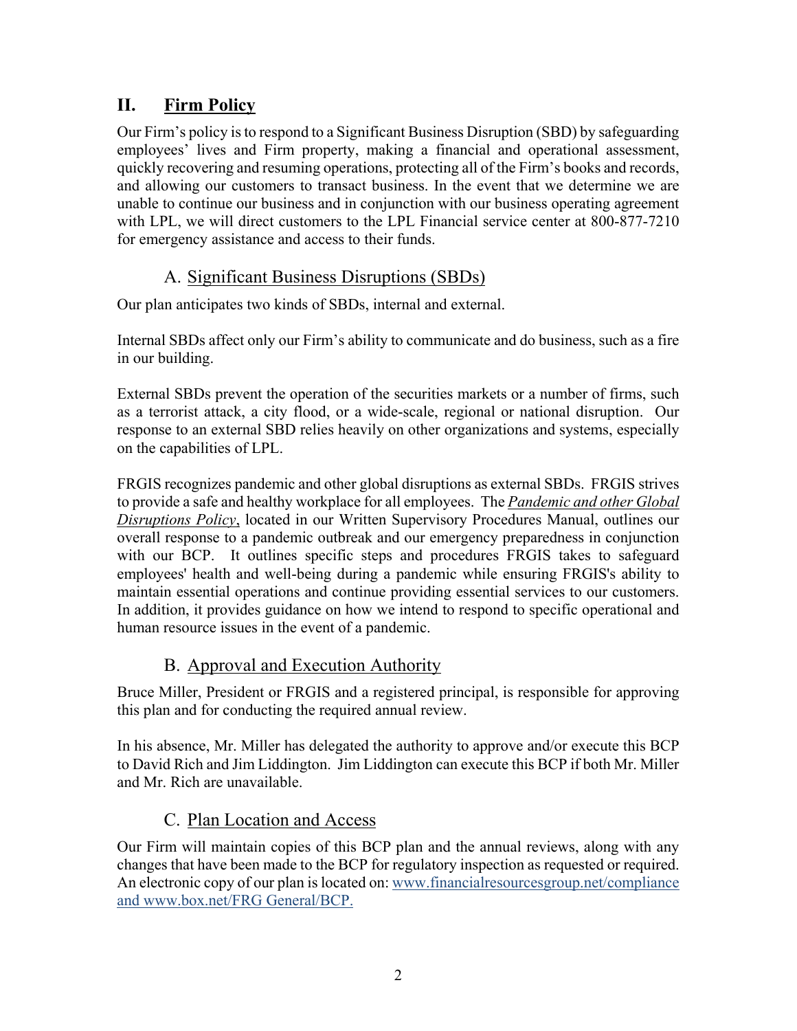## II. Firm Policy

Our Firm's policy is to respond to a Significant Business Disruption (SBD) by safeguarding employees' lives and Firm property, making a financial and operational assessment, quickly recovering and resuming operations, protecting all of the Firm's books and records, and allowing our customers to transact business. In the event that we determine we are unable to continue our business and in conjunction with our business operating agreement with LPL, we will direct customers to the LPL Financial service center at 800-877-7210 for emergency assistance and access to their funds.

### A. Significant Business Disruptions (SBDs)

Our plan anticipates two kinds of SBDs, internal and external.

Internal SBDs affect only our Firm's ability to communicate and do business, such as a fire in our building.

External SBDs prevent the operation of the securities markets or a number of firms, such as a terrorist attack, a city flood, or a wide-scale, regional or national disruption. Our response to an external SBD relies heavily on other organizations and systems, especially on the capabilities of LPL.

FRGIS recognizes pandemic and other global disruptions as external SBDs. FRGIS strives to provide a safe and healthy workplace for all employees. The ***Pandemic and other Global Disruptions Policy***, located in our Written Supervisory Procedures Manual, outlines our overall response to a pandemic outbreak and our emergency preparedness in conjunction with our BCP. It outlines specific steps and procedures FRGIS takes to safeguard employees' health and well-being during a pandemic while ensuring FRGIS's ability to maintain essential operations and continue providing essential services to our customers. In addition, it provides guidance on how we intend to respond to specific operational and human resource issues in the event of a pandemic.

### B. Approval and Execution Authority

Bruce Miller, President or FRGIS and a registered principal, is responsible for approving this plan and for conducting the required annual review.

In his absence, Mr. Miller has delegated the authority to approve and/or execute this BCP to David Rich and Jim Liddington. Jim Liddington can execute this BCP if both Mr. Miller and Mr. Rich are unavailable.

### C. Plan Location and Access

Our Firm will maintain copies of this BCP plan and the annual reviews, along with any changes that have been made to the BCP for regulatory inspection as requested or required. An electronic copy of our plan is located on: www.financialresourcesgroup.net/compliance and www.box.net/FRG General/BCP.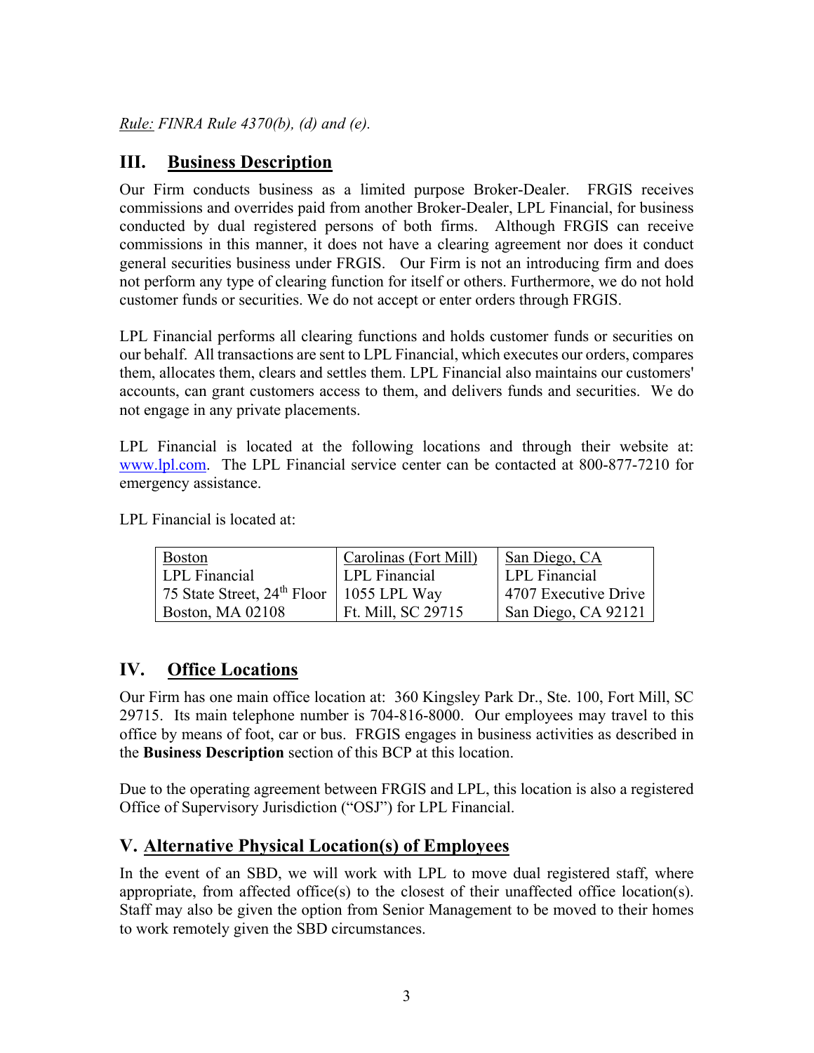*Rule:* *FINRA Rule 4370(b), (d) and (e).*

## III. Business Description

Our Firm conducts business as a limited purpose Broker-Dealer. FRGIS receives commissions and overrides paid from another Broker-Dealer, LPL Financial, for business conducted by dual registered persons of both firms. Although FRGIS can receive commissions in this manner, it does not have a clearing agreement nor does it conduct general securities business under FRGIS. Our Firm is not an introducing firm and does not perform any type of clearing function for itself or others. Furthermore, we do not hold customer funds or securities. We do not accept or enter orders through FRGIS.

LPL Financial performs all clearing functions and holds customer funds or securities on our behalf. All transactions are sent to LPL Financial, which executes our orders, compares them, allocates them, clears and settles them. LPL Financial also maintains our customers' accounts, can grant customers access to them, and delivers funds and securities. We do not engage in any private placements.

LPL Financial is located at the following locations and through their website at: www.lpl.com. The LPL Financial service center can be contacted at 800-877-7210 for emergency assistance.

LPL Financial is located at:

| Boston | Carolinas (Fort Mill) | San Diego, CA |
|---|---|---|
| LPL Financial | LPL Financial | LPL Financial |
| 75 State Street, 24th Floor | 1055 LPL Way | 4707 Executive Drive |
| Boston, MA 02108 | Ft. Mill, SC 29715 | San Diego, CA 92121 |

## IV. Office Locations

Our Firm has one main office location at: 360 Kingsley Park Dr., Ste. 100, Fort Mill, SC 29715. Its main telephone number is 704-816-8000. Our employees may travel to this office by means of foot, car or bus. FRGIS engages in business activities as described in the **Business Description** section of this BCP at this location.

Due to the operating agreement between FRGIS and LPL, this location is also a registered Office of Supervisory Jurisdiction ("OSJ") for LPL Financial.

## V. Alternative Physical Location(s) of Employees

In the event of an SBD, we will work with LPL to move dual registered staff, where appropriate, from affected office(s) to the closest of their unaffected office location(s). Staff may also be given the option from Senior Management to be moved to their homes to work remotely given the SBD circumstances.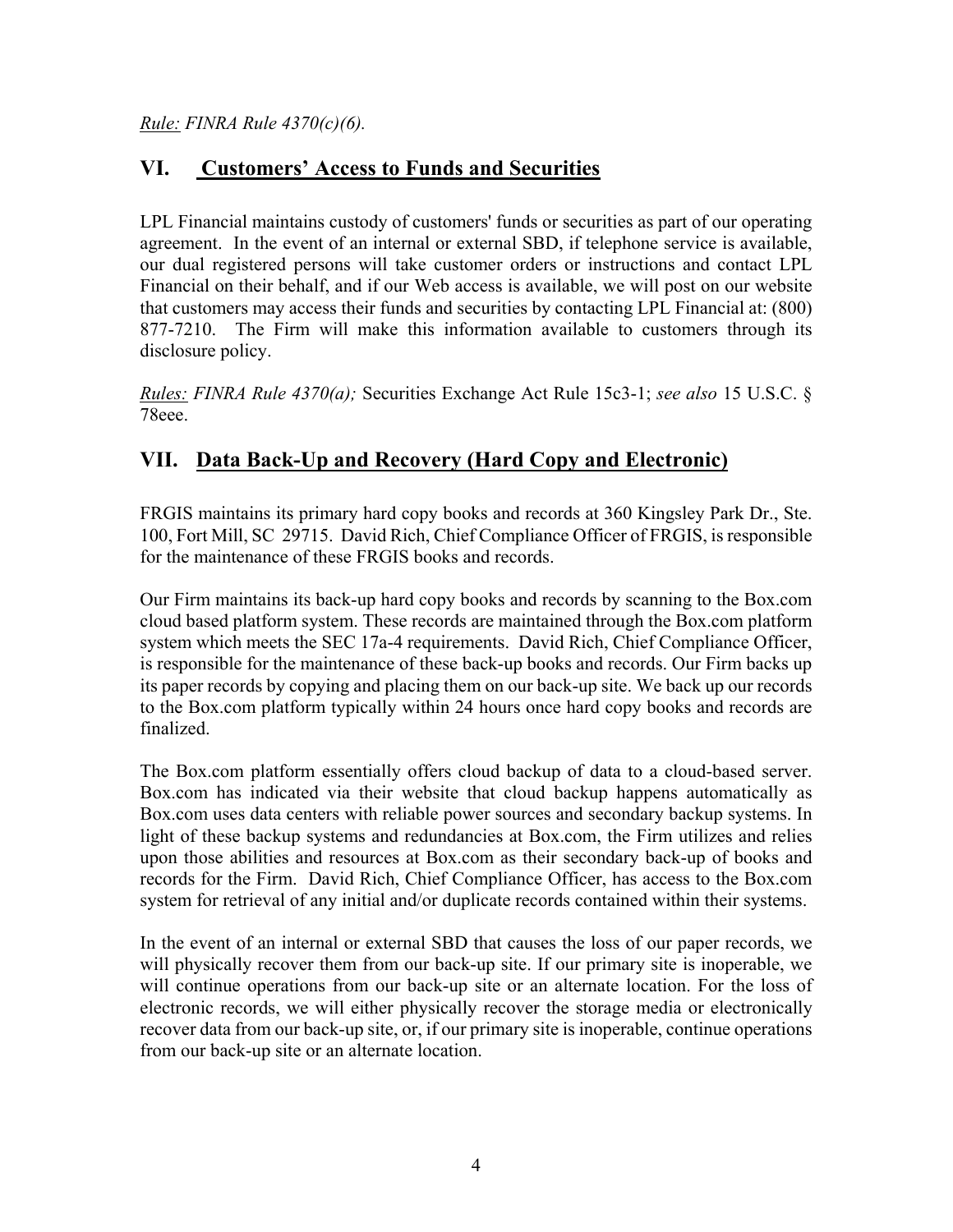*Rule: FINRA Rule 4370(c)(6).*

## VI. Customers' Access to Funds and Securities

LPL Financial maintains custody of customers' funds or securities as part of our operating agreement. In the event of an internal or external SBD, if telephone service is available, our dual registered persons will take customer orders or instructions and contact LPL Financial on their behalf, and if our Web access is available, we will post on our website that customers may access their funds and securities by contacting LPL Financial at: (800) 877-7210. The Firm will make this information available to customers through its disclosure policy.

*Rules: FINRA Rule 4370(a);* Securities Exchange Act Rule 15c3-1; *see also* 15 U.S.C. § 78eee.

## VII. Data Back-Up and Recovery (Hard Copy and Electronic)

FRGIS maintains its primary hard copy books and records at 360 Kingsley Park Dr., Ste. 100, Fort Mill, SC 29715. David Rich, Chief Compliance Officer of FRGIS, is responsible for the maintenance of these FRGIS books and records.

Our Firm maintains its back-up hard copy books and records by scanning to the Box.com cloud based platform system. These records are maintained through the Box.com platform system which meets the SEC 17a-4 requirements. David Rich, Chief Compliance Officer, is responsible for the maintenance of these back-up books and records. Our Firm backs up its paper records by copying and placing them on our back-up site. We back up our records to the Box.com platform typically within 24 hours once hard copy books and records are finalized.

The Box.com platform essentially offers cloud backup of data to a cloud-based server. Box.com has indicated via their website that cloud backup happens automatically as Box.com uses data centers with reliable power sources and secondary backup systems. In light of these backup systems and redundancies at Box.com, the Firm utilizes and relies upon those abilities and resources at Box.com as their secondary back-up of books and records for the Firm. David Rich, Chief Compliance Officer, has access to the Box.com system for retrieval of any initial and/or duplicate records contained within their systems.

In the event of an internal or external SBD that causes the loss of our paper records, we will physically recover them from our back-up site. If our primary site is inoperable, we will continue operations from our back-up site or an alternate location. For the loss of electronic records, we will either physically recover the storage media or electronically recover data from our back-up site, or, if our primary site is inoperable, continue operations from our back-up site or an alternate location.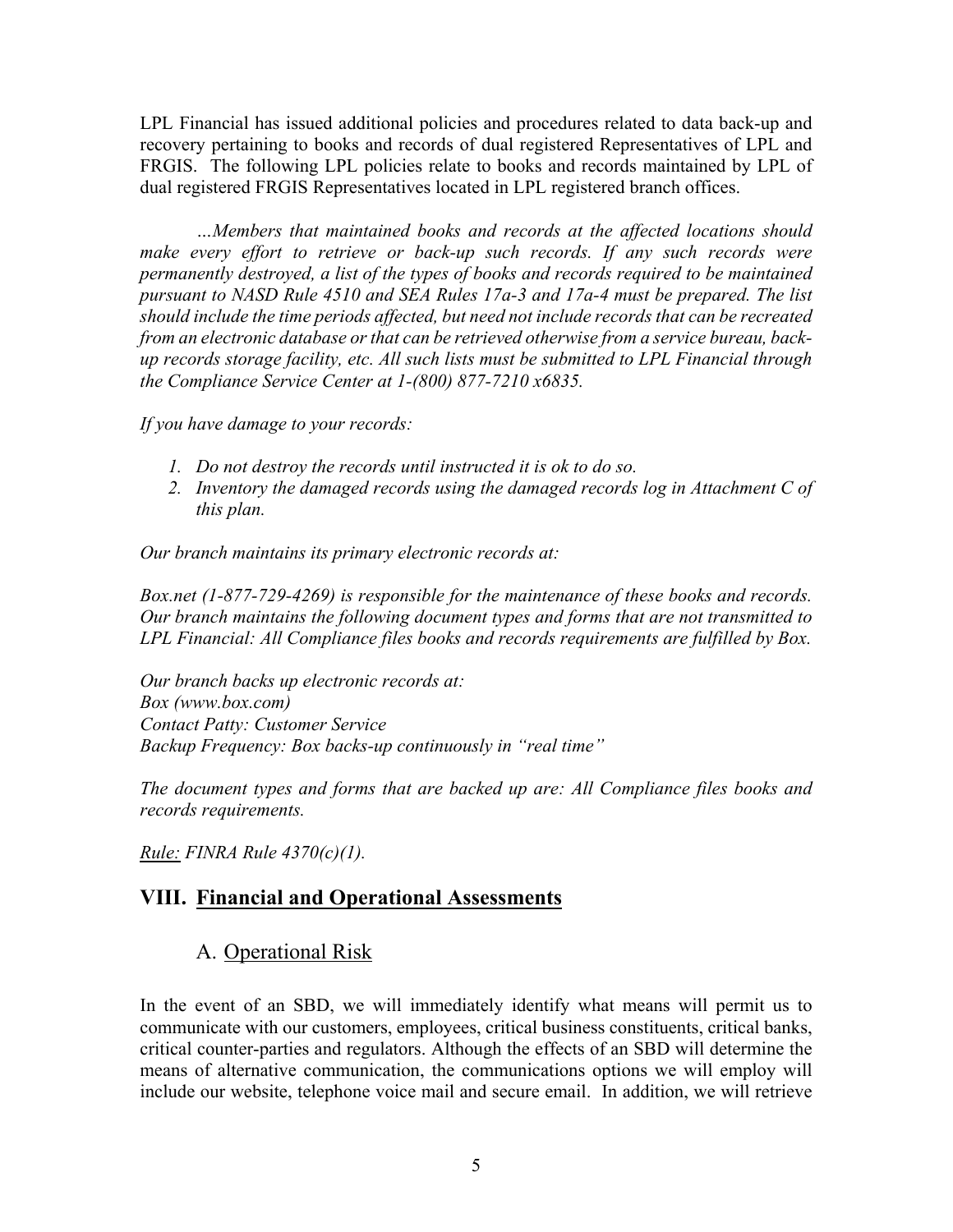LPL Financial has issued additional policies and procedures related to data back-up and recovery pertaining to books and records of dual registered Representatives of LPL and FRGIS. The following LPL policies relate to books and records maintained by LPL of dual registered FRGIS Representatives located in LPL registered branch offices.

*…Members that maintained books and records at the affected locations should make every effort to retrieve or back-up such records. If any such records were permanently destroyed, a list of the types of books and records required to be maintained pursuant to NASD Rule 4510 and SEA Rules 17a-3 and 17a-4 must be prepared. The list should include the time periods affected, but need not include records that can be recreated from an electronic database or that can be retrieved otherwise from a service bureau, back-up records storage facility, etc. All such lists must be submitted to LPL Financial through the Compliance Service Center at 1-(800) 877-7210 x6835.*

*If you have damage to your records:*

1. *Do not destroy the records until instructed it is ok to do so.*
2. *Inventory the damaged records using the damaged records log in Attachment C of this plan.*

*Our branch maintains its primary electronic records at:*

*Box.net (1-877-729-4269) is responsible for the maintenance of these books and records. Our branch maintains the following document types and forms that are not transmitted to LPL Financial: All Compliance files books and records requirements are fulfilled by Box.*

*Our branch backs up electronic records at:*
*Box (www.box.com)*
*Contact Patty: Customer Service*
*Backup Frequency: Box backs-up continuously in "real time"*

*The document types and forms that are backed up are: All Compliance files books and records requirements.*

*Rule: FINRA Rule 4370(c)(1).*

## VIII. Financial and Operational Assessments

### A. Operational Risk

In the event of an SBD, we will immediately identify what means will permit us to communicate with our customers, employees, critical business constituents, critical banks, critical counter-parties and regulators. Although the effects of an SBD will determine the means of alternative communication, the communications options we will employ will include our website, telephone voice mail and secure email. In addition, we will retrieve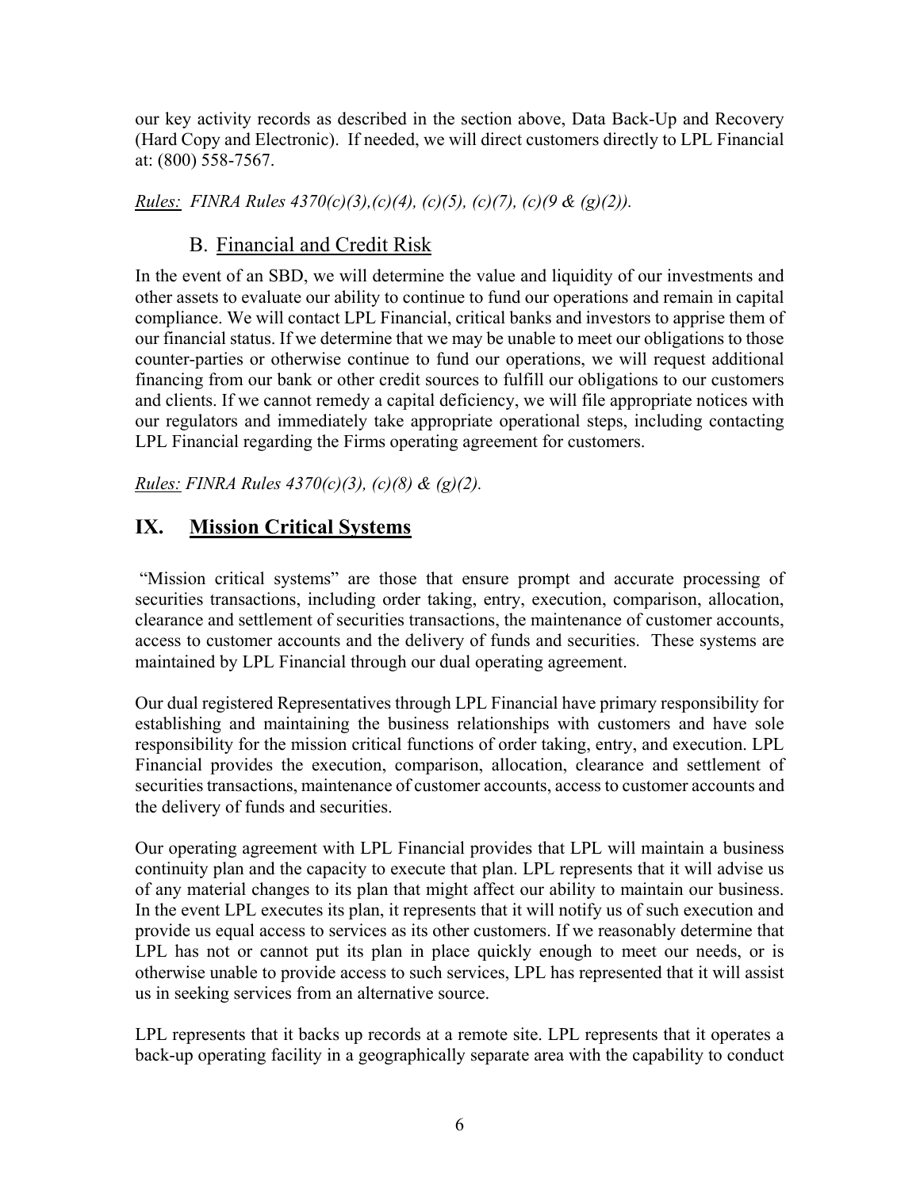our key activity records as described in the section above, Data Back-Up and Recovery (Hard Copy and Electronic). If needed, we will direct customers directly to LPL Financial at: (800) 558-7567.

*Rules: FINRA Rules 4370(c)(3),(c)(4), (c)(5), (c)(7), (c)(9 & (g)(2)).*

### B. Financial and Credit Risk

In the event of an SBD, we will determine the value and liquidity of our investments and other assets to evaluate our ability to continue to fund our operations and remain in capital compliance. We will contact LPL Financial, critical banks and investors to apprise them of our financial status. If we determine that we may be unable to meet our obligations to those counter-parties or otherwise continue to fund our operations, we will request additional financing from our bank or other credit sources to fulfill our obligations to our customers and clients. If we cannot remedy a capital deficiency, we will file appropriate notices with our regulators and immediately take appropriate operational steps, including contacting LPL Financial regarding the Firms operating agreement for customers.

*Rules: FINRA Rules 4370(c)(3), (c)(8) & (g)(2).*

## IX. Mission Critical Systems

"Mission critical systems" are those that ensure prompt and accurate processing of securities transactions, including order taking, entry, execution, comparison, allocation, clearance and settlement of securities transactions, the maintenance of customer accounts, access to customer accounts and the delivery of funds and securities. These systems are maintained by LPL Financial through our dual operating agreement.

Our dual registered Representatives through LPL Financial have primary responsibility for establishing and maintaining the business relationships with customers and have sole responsibility for the mission critical functions of order taking, entry, and execution. LPL Financial provides the execution, comparison, allocation, clearance and settlement of securities transactions, maintenance of customer accounts, access to customer accounts and the delivery of funds and securities.

Our operating agreement with LPL Financial provides that LPL will maintain a business continuity plan and the capacity to execute that plan. LPL represents that it will advise us of any material changes to its plan that might affect our ability to maintain our business. In the event LPL executes its plan, it represents that it will notify us of such execution and provide us equal access to services as its other customers. If we reasonably determine that LPL has not or cannot put its plan in place quickly enough to meet our needs, or is otherwise unable to provide access to such services, LPL has represented that it will assist us in seeking services from an alternative source.

LPL represents that it backs up records at a remote site. LPL represents that it operates a back-up operating facility in a geographically separate area with the capability to conduct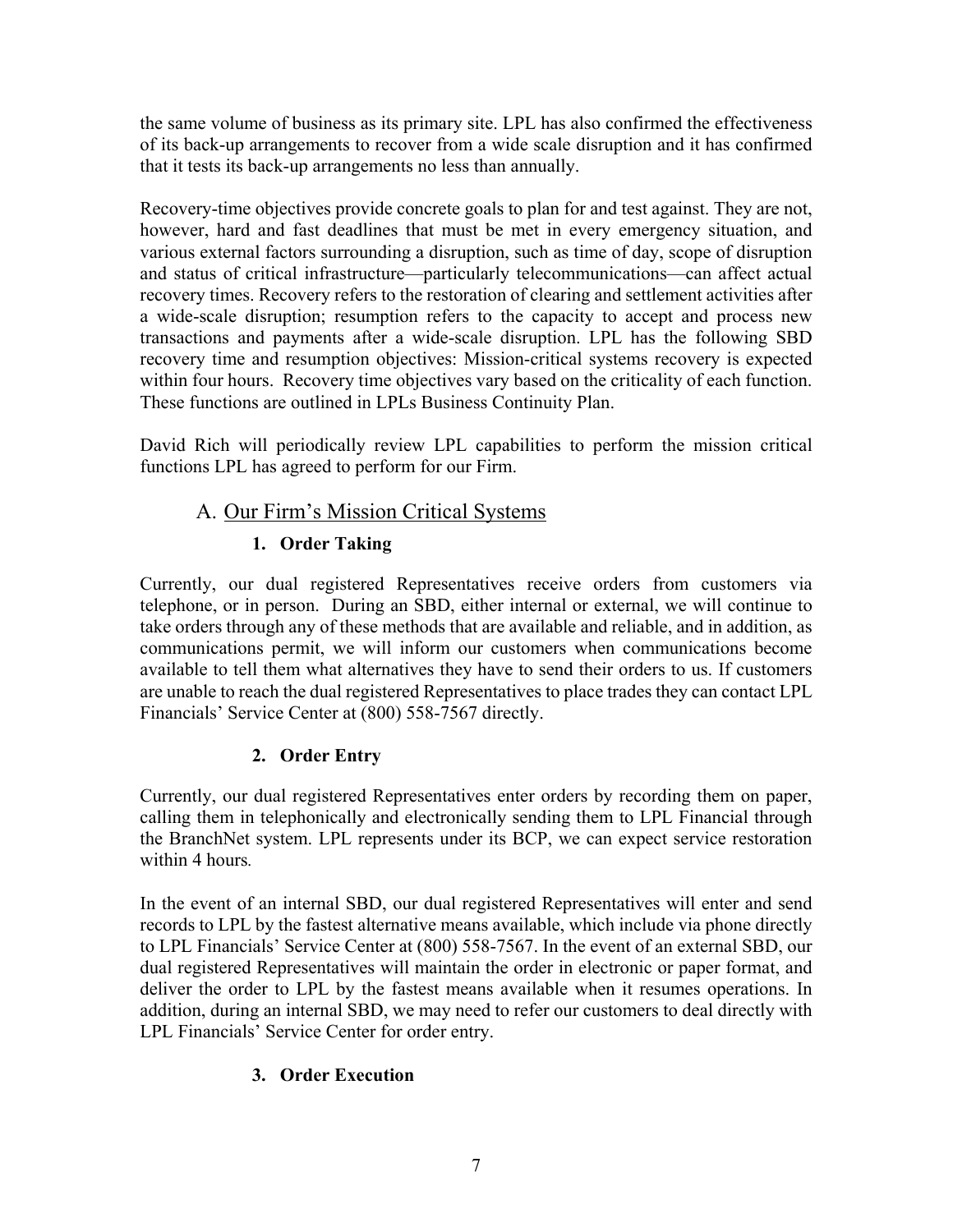the same volume of business as its primary site. LPL has also confirmed the effectiveness of its back-up arrangements to recover from a wide scale disruption and it has confirmed that it tests its back-up arrangements no less than annually.

Recovery-time objectives provide concrete goals to plan for and test against. They are not, however, hard and fast deadlines that must be met in every emergency situation, and various external factors surrounding a disruption, such as time of day, scope of disruption and status of critical infrastructure—particularly telecommunications—can affect actual recovery times. Recovery refers to the restoration of clearing and settlement activities after a wide-scale disruption; resumption refers to the capacity to accept and process new transactions and payments after a wide-scale disruption. LPL has the following SBD recovery time and resumption objectives: Mission-critical systems recovery is expected within four hours. Recovery time objectives vary based on the criticality of each function. These functions are outlined in LPLs Business Continuity Plan.

David Rich will periodically review LPL capabilities to perform the mission critical functions LPL has agreed to perform for our Firm.

## A. Our Firm's Mission Critical Systems

### 1. Order Taking

Currently, our dual registered Representatives receive orders from customers via telephone, or in person. During an SBD, either internal or external, we will continue to take orders through any of these methods that are available and reliable, and in addition, as communications permit, we will inform our customers when communications become available to tell them what alternatives they have to send their orders to us. If customers are unable to reach the dual registered Representatives to place trades they can contact LPL Financials' Service Center at (800) 558-7567 directly.

### 2. Order Entry

Currently, our dual registered Representatives enter orders by recording them on paper, calling them in telephonically and electronically sending them to LPL Financial through the BranchNet system. LPL represents under its BCP, we can expect service restoration within 4 hours.

In the event of an internal SBD, our dual registered Representatives will enter and send records to LPL by the fastest alternative means available, which include via phone directly to LPL Financials' Service Center at (800) 558-7567. In the event of an external SBD, our dual registered Representatives will maintain the order in electronic or paper format, and deliver the order to LPL by the fastest means available when it resumes operations. In addition, during an internal SBD, we may need to refer our customers to deal directly with LPL Financials' Service Center for order entry.

### 3. Order Execution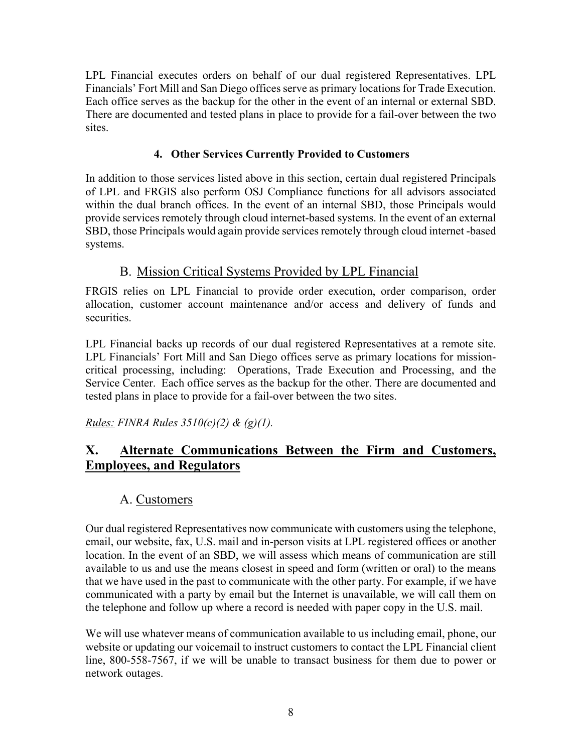LPL Financial executes orders on behalf of our dual registered Representatives. LPL Financials' Fort Mill and San Diego offices serve as primary locations for Trade Execution. Each office serves as the backup for the other in the event of an internal or external SBD. There are documented and tested plans in place to provide for a fail-over between the two sites.

#### 4. Other Services Currently Provided to Customers

In addition to those services listed above in this section, certain dual registered Principals of LPL and FRGIS also perform OSJ Compliance functions for all advisors associated within the dual branch offices. In the event of an internal SBD, those Principals would provide services remotely through cloud internet-based systems. In the event of an external SBD, those Principals would again provide services remotely through cloud internet -based systems.

### B. Mission Critical Systems Provided by LPL Financial

FRGIS relies on LPL Financial to provide order execution, order comparison, order allocation, customer account maintenance and/or access and delivery of funds and securities.

LPL Financial backs up records of our dual registered Representatives at a remote site. LPL Financials' Fort Mill and San Diego offices serve as primary locations for mission-critical processing, including: Operations, Trade Execution and Processing, and the Service Center. Each office serves as the backup for the other. There are documented and tested plans in place to provide for a fail-over between the two sites.

*Rules: FINRA Rules 3510(c)(2) & (g)(1).*

## X. Alternate Communications Between the Firm and Customers, Employees, and Regulators

### A. Customers

Our dual registered Representatives now communicate with customers using the telephone, email, our website, fax, U.S. mail and in-person visits at LPL registered offices or another location. In the event of an SBD, we will assess which means of communication are still available to us and use the means closest in speed and form (written or oral) to the means that we have used in the past to communicate with the other party. For example, if we have communicated with a party by email but the Internet is unavailable, we will call them on the telephone and follow up where a record is needed with paper copy in the U.S. mail.

We will use whatever means of communication available to us including email, phone, our website or updating our voicemail to instruct customers to contact the LPL Financial client line, 800-558-7567, if we will be unable to transact business for them due to power or network outages.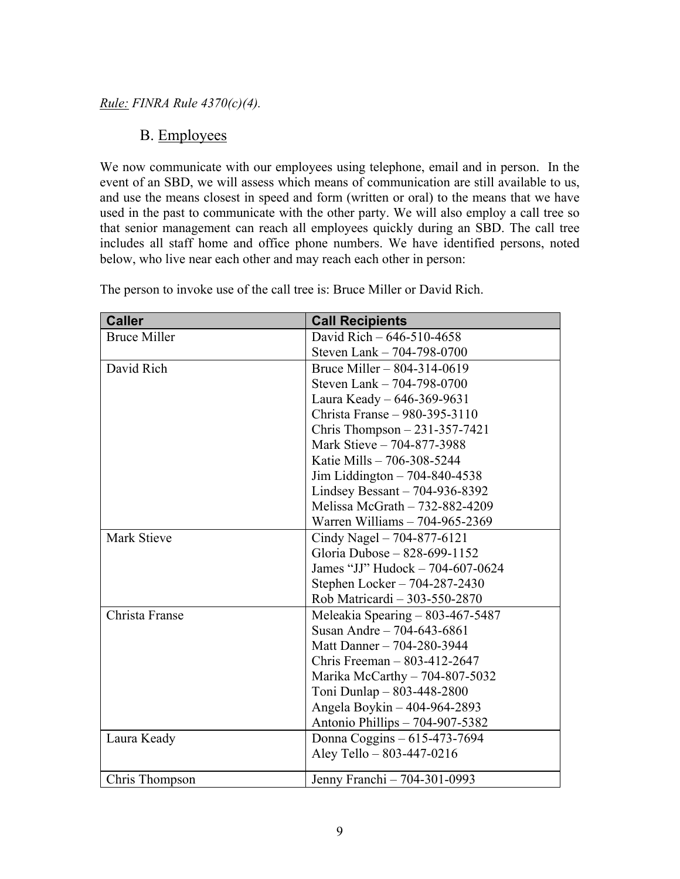*Rule: FINRA Rule 4370(c)(4).*

## B. Employees

We now communicate with our employees using telephone, email and in person. In the event of an SBD, we will assess which means of communication are still available to us, and use the means closest in speed and form (written or oral) to the means that we have used in the past to communicate with the other party. We will also employ a call tree so that senior management can reach all employees quickly during an SBD. The call tree includes all staff home and office phone numbers. We have identified persons, noted below, who live near each other and may reach each other in person:

The person to invoke use of the call tree is: Bruce Miller or David Rich.

| Caller | Call Recipients |
|---|---|
| Bruce Miller | David Rich – 646-510-4658<br>Steven Lank – 704-798-0700 |
| David Rich | Bruce Miller – 804-314-0619<br>Steven Lank – 704-798-0700<br>Laura Keady – 646-369-9631<br>Christa Franse – 980-395-3110<br>Chris Thompson – 231-357-7421<br>Mark Stieve – 704-877-3988<br>Katie Mills – 706-308-5244<br>Jim Liddington – 704-840-4538<br>Lindsey Bessant – 704-936-8392<br>Melissa McGrath – 732-882-4209<br>Warren Williams – 704-965-2369 |
| Mark Stieve | Cindy Nagel – 704-877-6121<br>Gloria Dubose – 828-699-1152<br>James “JJ” Hudock – 704-607-0624<br>Stephen Locker – 704-287-2430<br>Rob Matricardi – 303-550-2870 |
| Christa Franse | Meleakia Spearing – 803-467-5487<br>Susan Andre – 704-643-6861<br>Matt Danner – 704-280-3944<br>Chris Freeman – 803-412-2647<br>Marika McCarthy – 704-807-5032<br>Toni Dunlap – 803-448-2800<br>Angela Boykin – 404-964-2893<br>Antonio Phillips – 704-907-5382 |
| Laura Keady | Donna Coggins – 615-473-7694<br>Aley Tello – 803-447-0216 |
| Chris Thompson | Jenny Franchi – 704-301-0993 |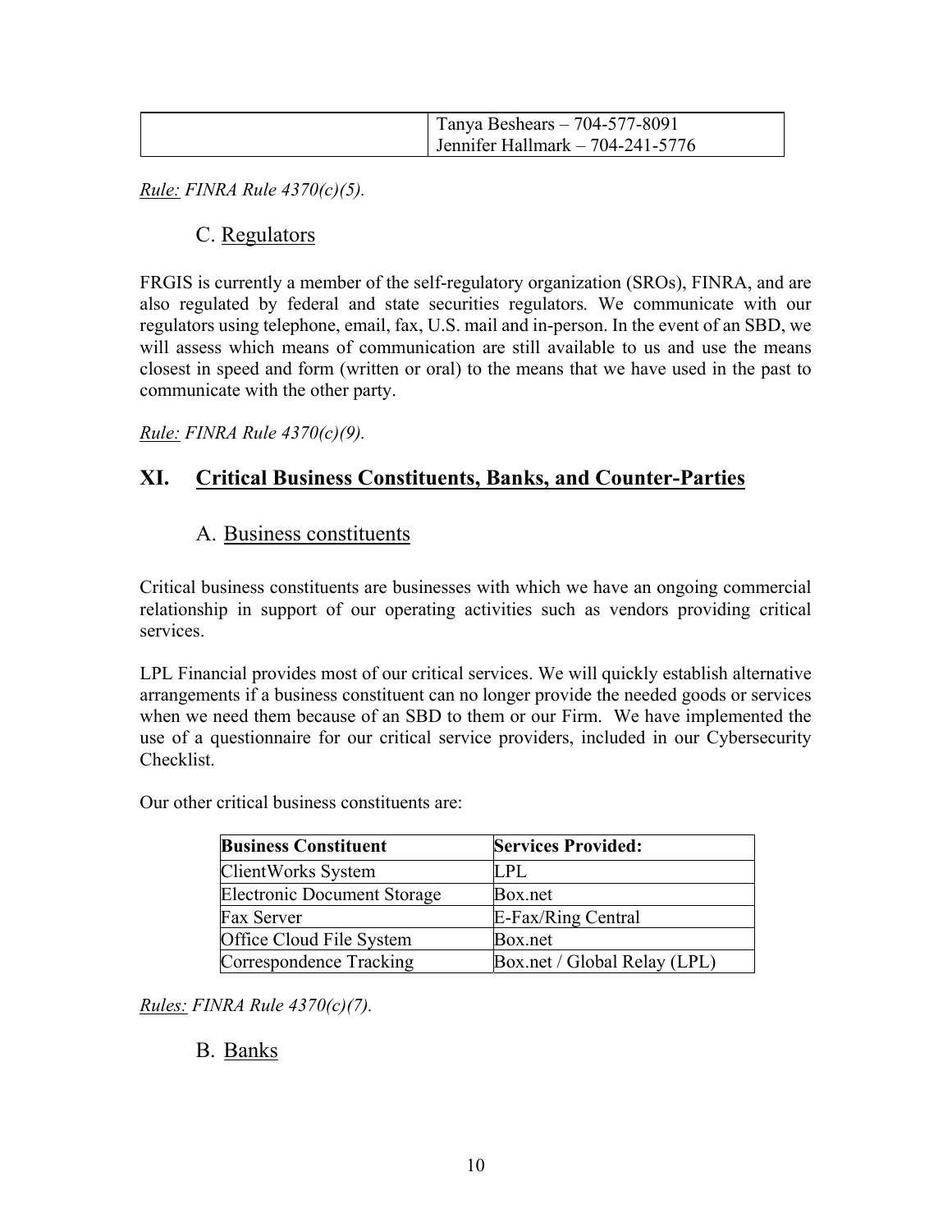| | Tanya Beshears – 704-577-8091<br>Jennifer Hallmark – 704-241-5776 |
|---|---|

*Rule: FINRA Rule 4370(c)(5).*

### C. Regulators

FRGIS is currently a member of the self-regulatory organization (SROs), FINRA, and are also regulated by federal and state securities regulators. We communicate with our regulators using telephone, email, fax, U.S. mail and in-person. In the event of an SBD, we will assess which means of communication are still available to us and use the means closest in speed and form (written or oral) to the means that we have used in the past to communicate with the other party.

*Rule: FINRA Rule 4370(c)(9).*

## XI. Critical Business Constituents, Banks, and Counter-Parties

### A. Business constituents

Critical business constituents are businesses with which we have an ongoing commercial relationship in support of our operating activities such as vendors providing critical services.

LPL Financial provides most of our critical services. We will quickly establish alternative arrangements if a business constituent can no longer provide the needed goods or services when we need them because of an SBD to them or our Firm. We have implemented the use of a questionnaire for our critical service providers, included in our Cybersecurity Checklist.

Our other critical business constituents are:

| Business Constituent | Services Provided: |
|---|---|
| ClientWorks System | LPL |
| Electronic Document Storage | Box.net |
| Fax Server | E-Fax/Ring Central |
| Office Cloud File System | Box.net |
| Correspondence Tracking | Box.net / Global Relay (LPL) |

*Rules: FINRA Rule 4370(c)(7).*

### B. Banks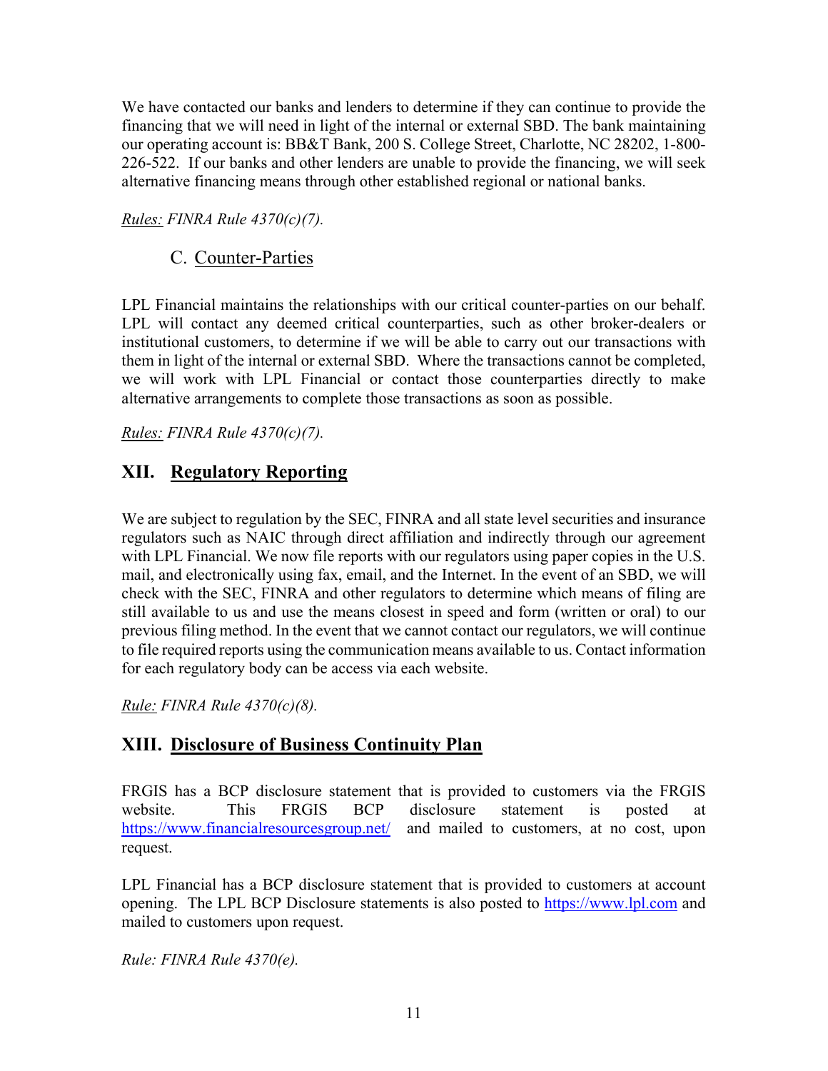We have contacted our banks and lenders to determine if they can continue to provide the financing that we will need in light of the internal or external SBD. The bank maintaining our operating account is: BB&T Bank, 200 S. College Street, Charlotte, NC 28202, 1-800-226-522. If our banks and other lenders are unable to provide the financing, we will seek alternative financing means through other established regional or national banks.

*<u>Rules:</u> FINRA Rule 4370(c)(7).*

### C. Counter-Parties

LPL Financial maintains the relationships with our critical counter-parties on our behalf. LPL will contact any deemed critical counterparties, such as other broker-dealers or institutional customers, to determine if we will be able to carry out our transactions with them in light of the internal or external SBD. Where the transactions cannot be completed, we will work with LPL Financial or contact those counterparties directly to make alternative arrangements to complete those transactions as soon as possible.

*<u>Rules:</u> FINRA Rule 4370(c)(7).*

## XII. Regulatory Reporting

We are subject to regulation by the SEC, FINRA and all state level securities and insurance regulators such as NAIC through direct affiliation and indirectly through our agreement with LPL Financial. We now file reports with our regulators using paper copies in the U.S. mail, and electronically using fax, email, and the Internet. In the event of an SBD, we will check with the SEC, FINRA and other regulators to determine which means of filing are still available to us and use the means closest in speed and form (written or oral) to our previous filing method. In the event that we cannot contact our regulators, we will continue to file required reports using the communication means available to us. Contact information for each regulatory body can be access via each website.

*<u>Rule:</u> FINRA Rule 4370(c)(8).*

## XIII. Disclosure of Business Continuity Plan

FRGIS has a BCP disclosure statement that is provided to customers via the FRGIS website. This FRGIS BCP disclosure statement is posted at https://www.financialresourcesgroup.net/ and mailed to customers, at no cost, upon request.

LPL Financial has a BCP disclosure statement that is provided to customers at account opening. The LPL BCP Disclosure statements is also posted to https://www.lpl.com and mailed to customers upon request.

*Rule: FINRA Rule 4370(e).*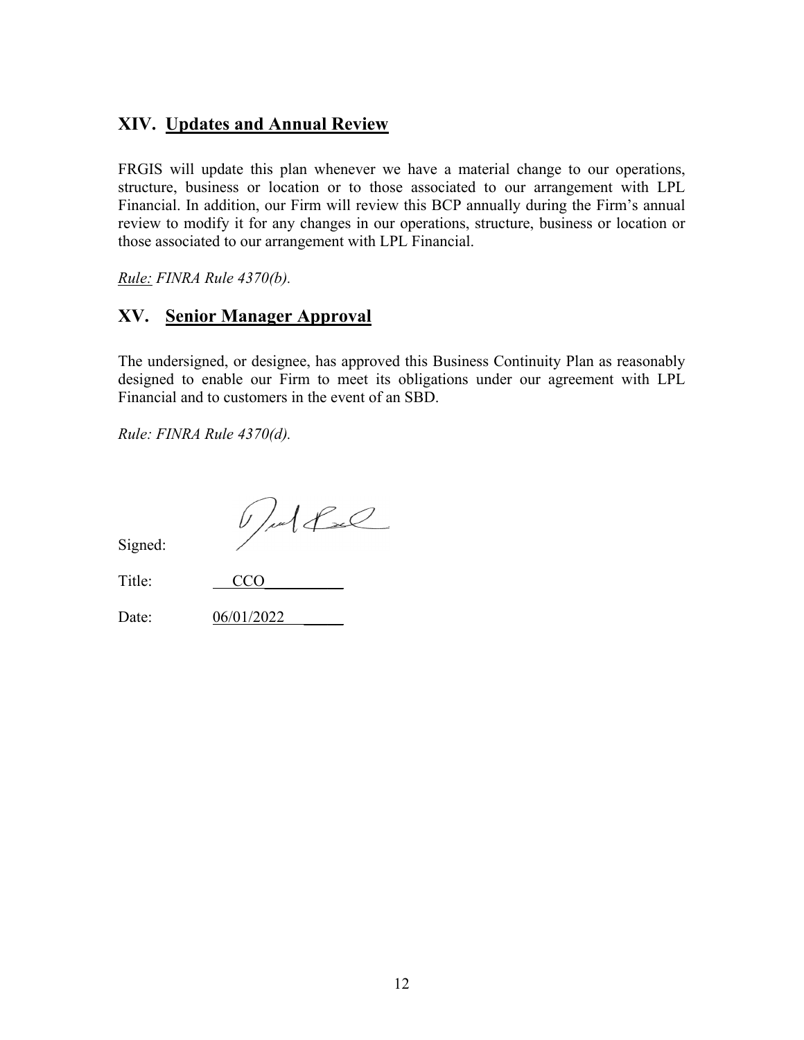## XIV. Updates and Annual Review

FRGIS will update this plan whenever we have a material change to our operations, structure, business or location or to those associated to our arrangement with LPL Financial. In addition, our Firm will review this BCP annually during the Firm's annual review to modify it for any changes in our operations, structure, business or location or those associated to our arrangement with LPL Financial.

*Rule: FINRA Rule 4370(b).*

## XV. Senior Manager Approval

The undersigned, or designee, has approved this Business Continuity Plan as reasonably designed to enable our Firm to meet its obligations under our agreement with LPL Financial and to customers in the event of an SBD.

*Rule: FINRA Rule 4370(d).*

Signed:

Title: CCO

Date: 06/01/2022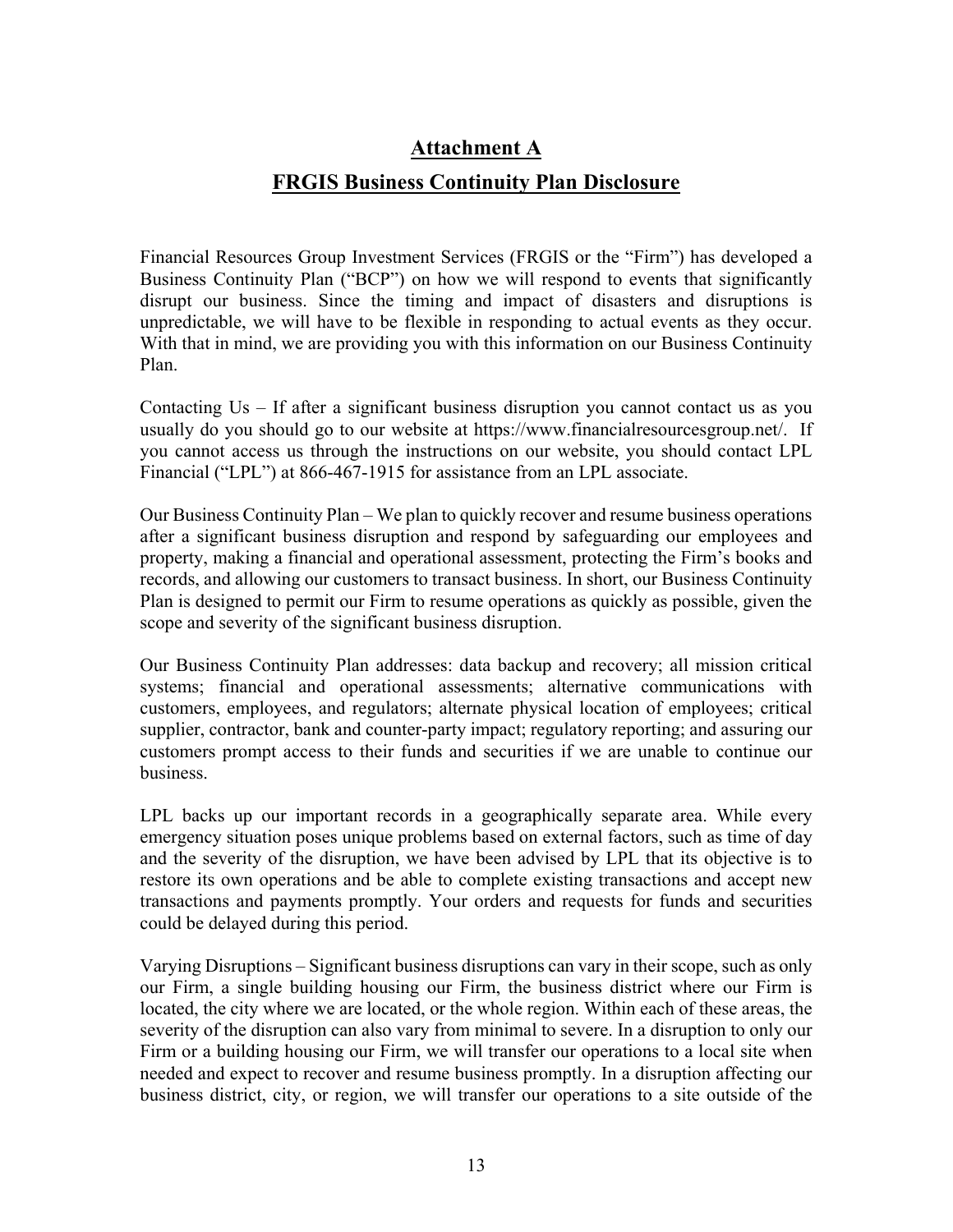# Attachment A

## FRGIS Business Continuity Plan Disclosure

Financial Resources Group Investment Services (FRGIS or the "Firm") has developed a Business Continuity Plan ("BCP") on how we will respond to events that significantly disrupt our business. Since the timing and impact of disasters and disruptions is unpredictable, we will have to be flexible in responding to actual events as they occur. With that in mind, we are providing you with this information on our Business Continuity Plan.

Contacting Us – If after a significant business disruption you cannot contact us as you usually do you should go to our website at https://www.financialresourcesgroup.net/. If you cannot access us through the instructions on our website, you should contact LPL Financial ("LPL") at 866-467-1915 for assistance from an LPL associate.

Our Business Continuity Plan – We plan to quickly recover and resume business operations after a significant business disruption and respond by safeguarding our employees and property, making a financial and operational assessment, protecting the Firm's books and records, and allowing our customers to transact business. In short, our Business Continuity Plan is designed to permit our Firm to resume operations as quickly as possible, given the scope and severity of the significant business disruption.

Our Business Continuity Plan addresses: data backup and recovery; all mission critical systems; financial and operational assessments; alternative communications with customers, employees, and regulators; alternate physical location of employees; critical supplier, contractor, bank and counter-party impact; regulatory reporting; and assuring our customers prompt access to their funds and securities if we are unable to continue our business.

LPL backs up our important records in a geographically separate area. While every emergency situation poses unique problems based on external factors, such as time of day and the severity of the disruption, we have been advised by LPL that its objective is to restore its own operations and be able to complete existing transactions and accept new transactions and payments promptly. Your orders and requests for funds and securities could be delayed during this period.

Varying Disruptions – Significant business disruptions can vary in their scope, such as only our Firm, a single building housing our Firm, the business district where our Firm is located, the city where we are located, or the whole region. Within each of these areas, the severity of the disruption can also vary from minimal to severe. In a disruption to only our Firm or a building housing our Firm, we will transfer our operations to a local site when needed and expect to recover and resume business promptly. In a disruption affecting our business district, city, or region, we will transfer our operations to a site outside of the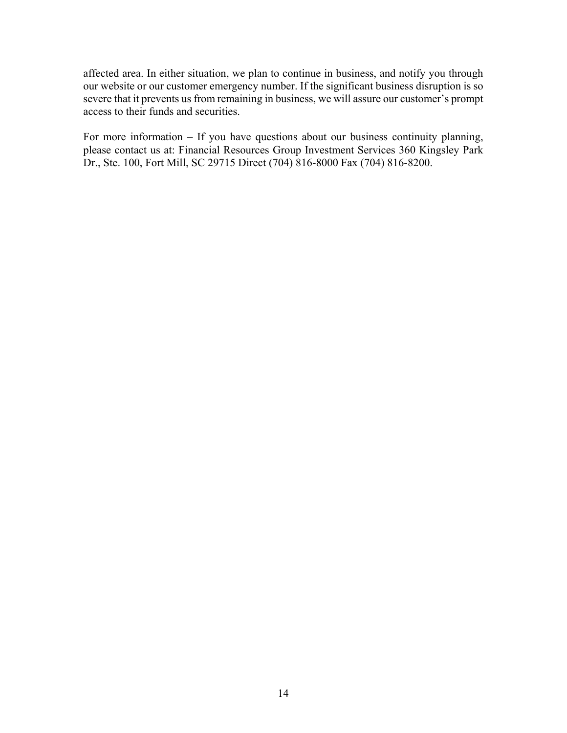affected area. In either situation, we plan to continue in business, and notify you through our website or our customer emergency number. If the significant business disruption is so severe that it prevents us from remaining in business, we will assure our customer's prompt access to their funds and securities.

For more information – If you have questions about our business continuity planning, please contact us at: Financial Resources Group Investment Services 360 Kingsley Park Dr., Ste. 100, Fort Mill, SC 29715 Direct (704) 816-8000 Fax (704) 816-8200.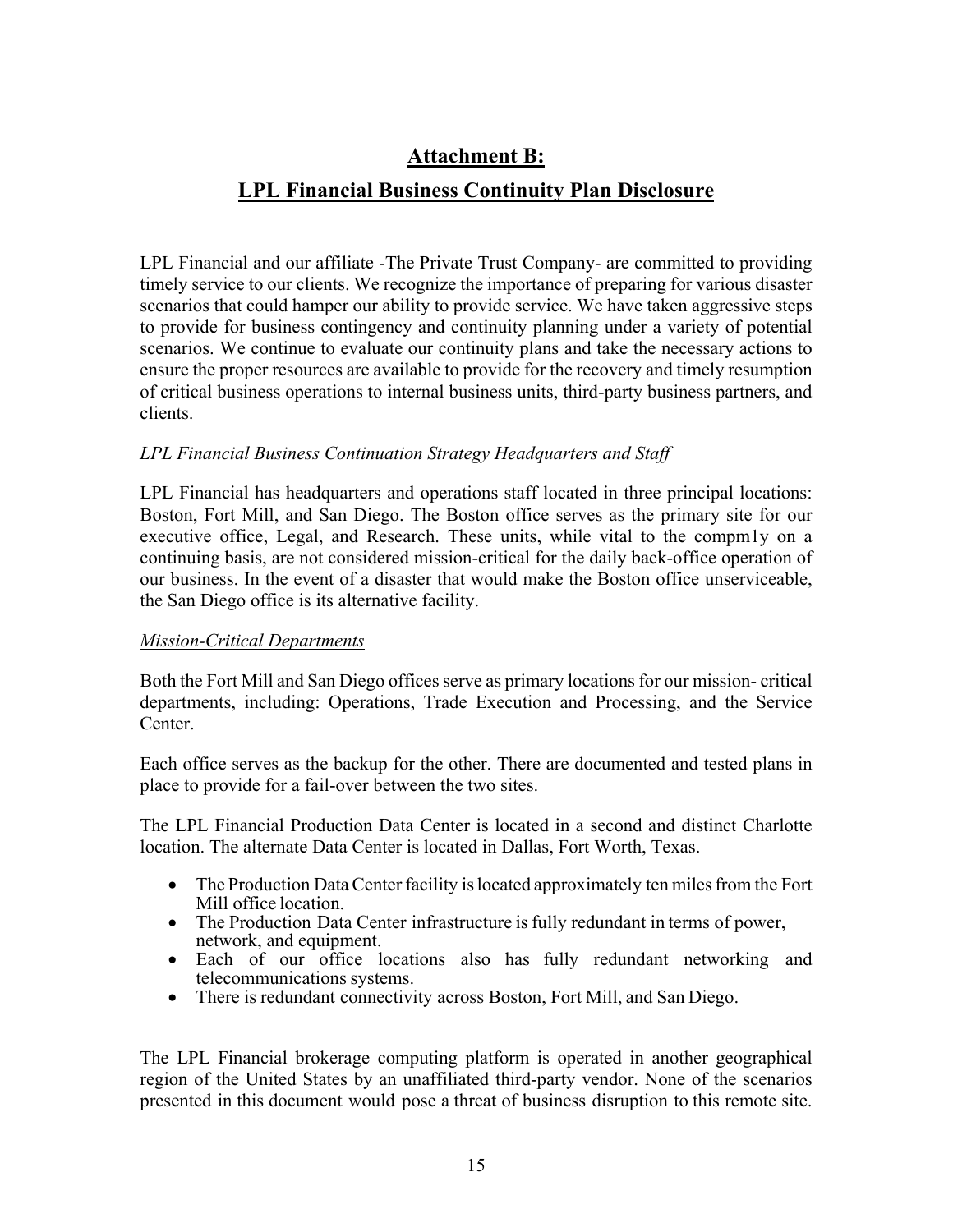# Attachment B:

# LPL Financial Business Continuity Plan Disclosure

LPL Financial and our affiliate -The Private Trust Company- are committed to providing timely service to our clients. We recognize the importance of preparing for various disaster scenarios that could hamper our ability to provide service. We have taken aggressive steps to provide for business contingency and continuity planning under a variety of potential scenarios. We continue to evaluate our continuity plans and take the necessary actions to ensure the proper resources are available to provide for the recovery and timely resumption of critical business operations to internal business units, third-party business partners, and clients.

*LPL Financial Business Continuation Strategy Headquarters and Staff*

LPL Financial has headquarters and operations staff located in three principal locations: Boston, Fort Mill, and San Diego. The Boston office serves as the primary site for our executive office, Legal, and Research. These units, while vital to the compm1y on a continuing basis, are not considered mission-critical for the daily back-office operation of our business. In the event of a disaster that would make the Boston office unserviceable, the San Diego office is its alternative facility.

*Mission-Critical Departments*

Both the Fort Mill and San Diego offices serve as primary locations for our mission- critical departments, including: Operations, Trade Execution and Processing, and the Service Center.

Each office serves as the backup for the other. There are documented and tested plans in place to provide for a fail-over between the two sites.

The LPL Financial Production Data Center is located in a second and distinct Charlotte location. The alternate Data Center is located in Dallas, Fort Worth, Texas.

- The Production Data Center facility is located approximately ten miles from the Fort Mill office location.
- The Production Data Center infrastructure is fully redundant in terms of power, network, and equipment.
- Each of our office locations also has fully redundant networking and telecommunications systems.
- There is redundant connectivity across Boston, Fort Mill, and San Diego.

The LPL Financial brokerage computing platform is operated in another geographical region of the United States by an unaffiliated third-party vendor. None of the scenarios presented in this document would pose a threat of business disruption to this remote site.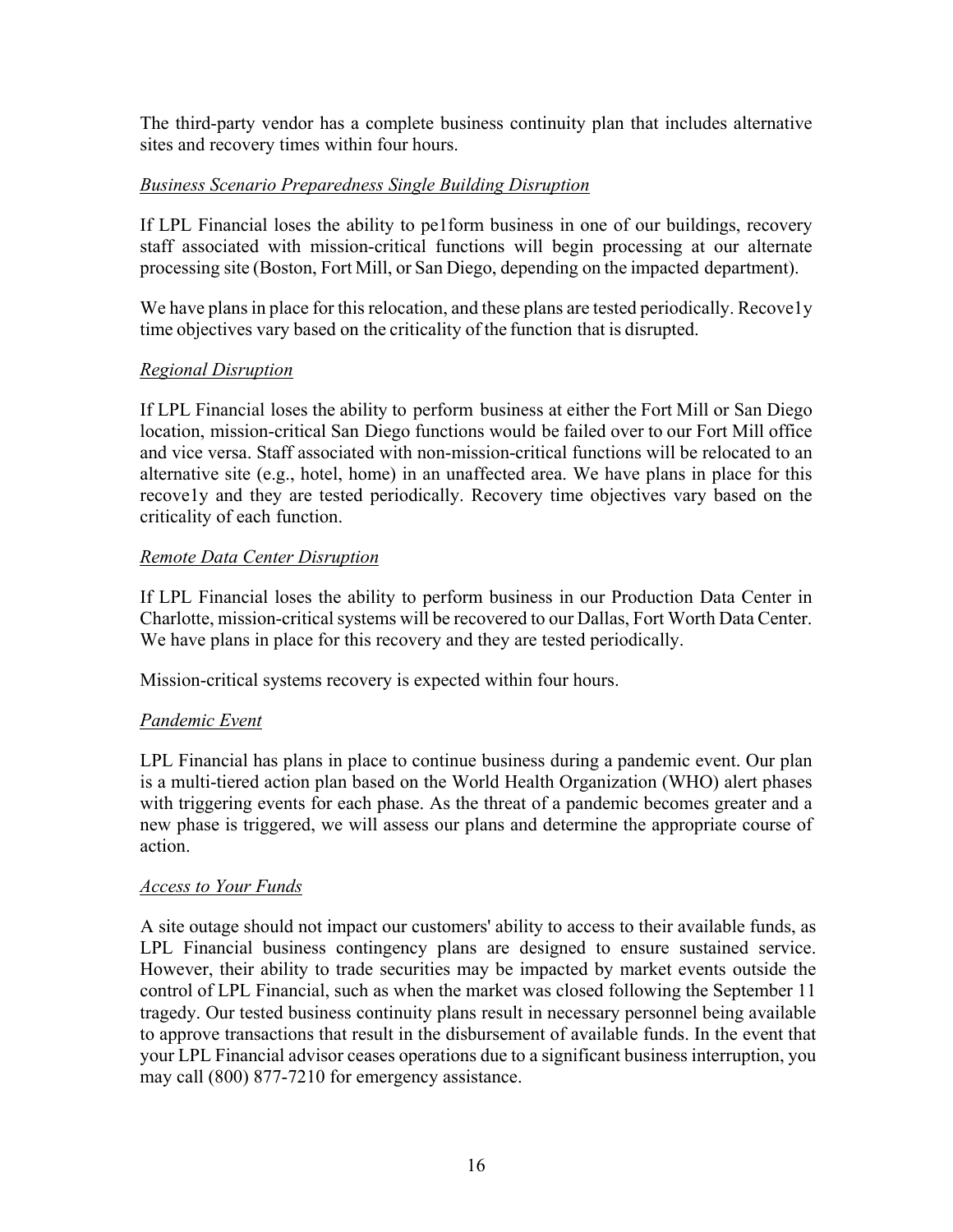The third-party vendor has a complete business continuity plan that includes alternative sites and recovery times within four hours.

*Business Scenario Preparedness Single Building Disruption*

If LPL Financial loses the ability to pe1form business in one of our buildings, recovery staff associated with mission-critical functions will begin processing at our alternate processing site (Boston, Fort Mill, or San Diego, depending on the impacted department).

We have plans in place for this relocation, and these plans are tested periodically. Recove1y time objectives vary based on the criticality of the function that is disrupted.

*Regional Disruption*

If LPL Financial loses the ability to perform business at either the Fort Mill or San Diego location, mission-critical San Diego functions would be failed over to our Fort Mill office and vice versa. Staff associated with non-mission-critical functions will be relocated to an alternative site (e.g., hotel, home) in an unaffected area. We have plans in place for this recove1y and they are tested periodically. Recovery time objectives vary based on the criticality of each function.

*Remote Data Center Disruption*

If LPL Financial loses the ability to perform business in our Production Data Center in Charlotte, mission-critical systems will be recovered to our Dallas, Fort Worth Data Center. We have plans in place for this recovery and they are tested periodically.

Mission-critical systems recovery is expected within four hours.

*Pandemic Event*

LPL Financial has plans in place to continue business during a pandemic event. Our plan is a multi-tiered action plan based on the World Health Organization (WHO) alert phases with triggering events for each phase. As the threat of a pandemic becomes greater and a new phase is triggered, we will assess our plans and determine the appropriate course of action.

*Access to Your Funds*

A site outage should not impact our customers' ability to access to their available funds, as LPL Financial business contingency plans are designed to ensure sustained service. However, their ability to trade securities may be impacted by market events outside the control of LPL Financial, such as when the market was closed following the September 11 tragedy. Our tested business continuity plans result in necessary personnel being available to approve transactions that result in the disbursement of available funds. In the event that your LPL Financial advisor ceases operations due to a significant business interruption, you may call (800) 877-7210 for emergency assistance.